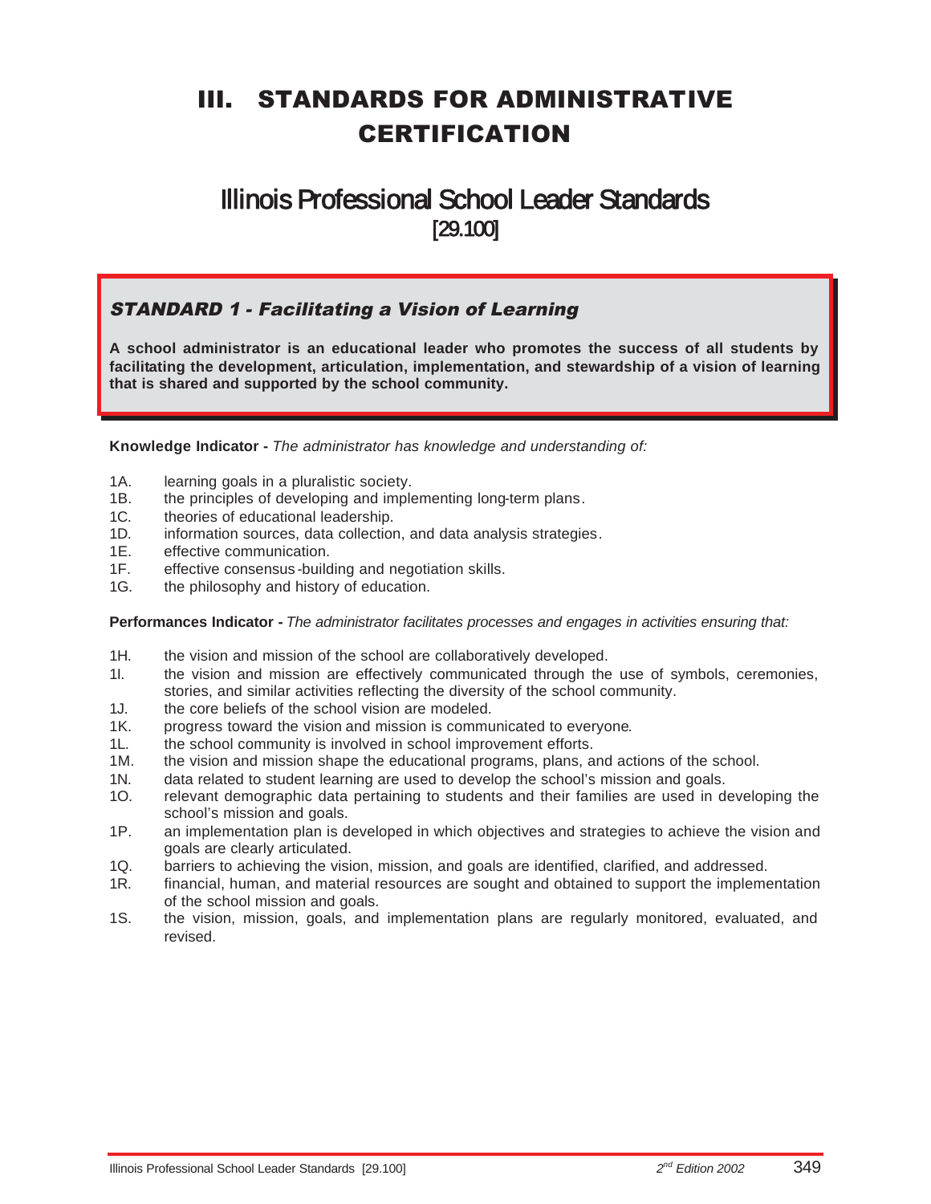# III. STANDARDS FOR ADMINISTRATIVE CERTIFICATION

## Illinois Professional School Leader Standards
[29.100]

### *STANDARD 1 - Facilitating a Vision of Learning*

**A school administrator is an educational leader who promotes the success of all students by facilitating the development, articulation, implementation, and stewardship of a vision of learning that is shared and supported by the school community.**

**Knowledge Indicator -** *The administrator has knowledge and understanding of:*

1A. learning goals in a pluralistic society.
1B. the principles of developing and implementing long-term plans.
1C. theories of educational leadership.
1D. information sources, data collection, and data analysis strategies.
1E. effective communication.
1F. effective consensus-building and negotiation skills.
1G. the philosophy and history of education.

**Performances Indicator -** *The administrator facilitates processes and engages in activities ensuring that:*

1H. the vision and mission of the school are collaboratively developed.
1I. the vision and mission are effectively communicated through the use of symbols, ceremonies, stories, and similar activities reflecting the diversity of the school community.
1J. the core beliefs of the school vision are modeled.
1K. progress toward the vision and mission is communicated to everyone.
1L. the school community is involved in school improvement efforts.
1M. the vision and mission shape the educational programs, plans, and actions of the school.
1N. data related to student learning are used to develop the school's mission and goals.
1O. relevant demographic data pertaining to students and their families are used in developing the school's mission and goals.
1P. an implementation plan is developed in which objectives and strategies to achieve the vision and goals are clearly articulated.
1Q. barriers to achieving the vision, mission, and goals are identified, clarified, and addressed.
1R. financial, human, and material resources are sought and obtained to support the implementation of the school mission and goals.
1S. the vision, mission, goals, and implementation plans are regularly monitored, evaluated, and revised.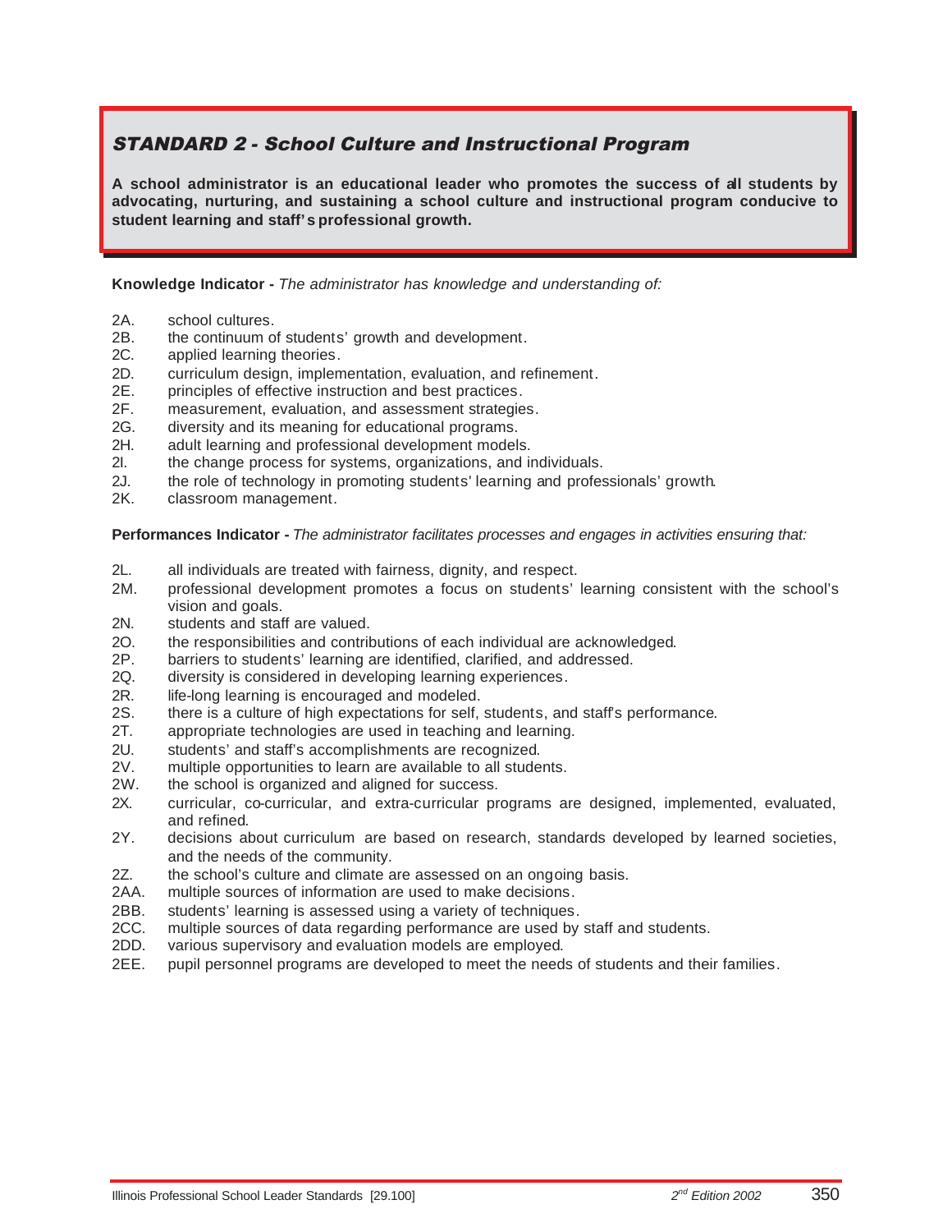## *STANDARD 2 - School Culture and Instructional Program*

**A school administrator is an educational leader who promotes the success of all students by advocating, nurturing, and sustaining a school culture and instructional program conducive to student learning and staff's professional growth.**

**Knowledge Indicator -** *The administrator has knowledge and understanding of:*

- 2A. school cultures.
- 2B. the continuum of students' growth and development.
- 2C. applied learning theories.
- 2D. curriculum design, implementation, evaluation, and refinement.
- 2E. principles of effective instruction and best practices.
- 2F. measurement, evaluation, and assessment strategies.
- 2G. diversity and its meaning for educational programs.
- 2H. adult learning and professional development models.
- 2I. the change process for systems, organizations, and individuals.
- 2J. the role of technology in promoting students' learning and professionals' growth.
- 2K. classroom management.

**Performances Indicator -** *The administrator facilitates processes and engages in activities ensuring that:*

- 2L. all individuals are treated with fairness, dignity, and respect.
- 2M. professional development promotes a focus on students' learning consistent with the school's vision and goals.
- 2N. students and staff are valued.
- 2O. the responsibilities and contributions of each individual are acknowledged.
- 2P. barriers to students' learning are identified, clarified, and addressed.
- 2Q. diversity is considered in developing learning experiences.
- 2R. life-long learning is encouraged and modeled.
- 2S. there is a culture of high expectations for self, students, and staff's performance.
- 2T. appropriate technologies are used in teaching and learning.
- 2U. students' and staff's accomplishments are recognized.
- 2V. multiple opportunities to learn are available to all students.
- 2W. the school is organized and aligned for success.
- 2X. curricular, co-curricular, and extra-curricular programs are designed, implemented, evaluated, and refined.
- 2Y. decisions about curriculum are based on research, standards developed by learned societies, and the needs of the community.
- 2Z. the school's culture and climate are assessed on an ongoing basis.
- 2AA. multiple sources of information are used to make decisions.
- 2BB. students' learning is assessed using a variety of techniques.
- 2CC. multiple sources of data regarding performance are used by staff and students.
- 2DD. various supervisory and evaluation models are employed.
- 2EE. pupil personnel programs are developed to meet the needs of students and their families.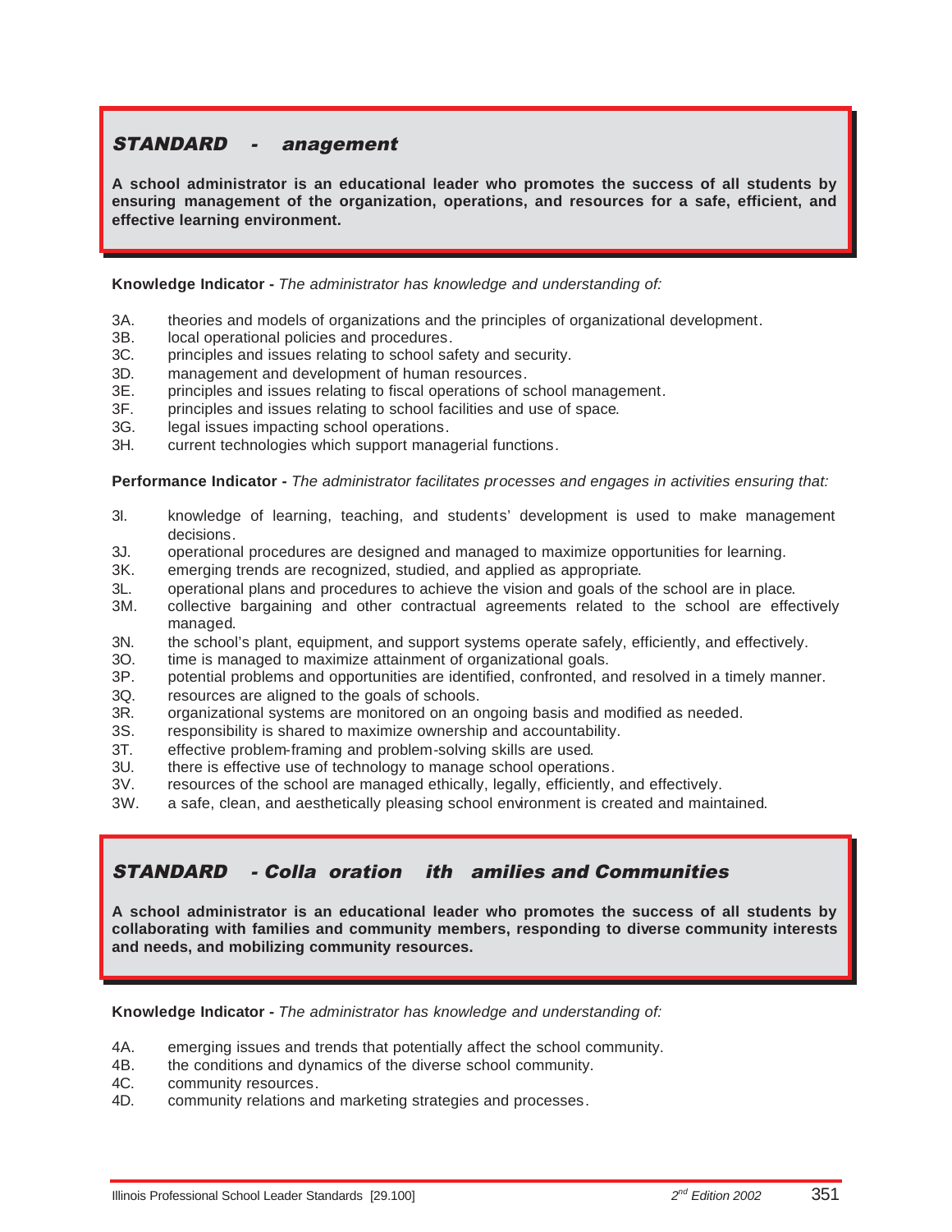## STANDARD - anagement

**A school administrator is an educational leader who promotes the success of all students by ensuring management of the organization, operations, and resources for a safe, efficient, and effective learning environment.**

**Knowledge Indicator -** *The administrator has knowledge and understanding of:*

- 3A. theories and models of organizations and the principles of organizational development.
- 3B. local operational policies and procedures.
- 3C. principles and issues relating to school safety and security.
- 3D. management and development of human resources.
- 3E. principles and issues relating to fiscal operations of school management.
- 3F. principles and issues relating to school facilities and use of space.
- 3G. legal issues impacting school operations.
- 3H. current technologies which support managerial functions.

**Performance Indicator -** *The administrator facilitates processes and engages in activities ensuring that:*

- 3I. knowledge of learning, teaching, and students' development is used to make management decisions.
- 3J. operational procedures are designed and managed to maximize opportunities for learning.
- 3K. emerging trends are recognized, studied, and applied as appropriate.
- 3L. operational plans and procedures to achieve the vision and goals of the school are in place.
- 3M. collective bargaining and other contractual agreements related to the school are effectively managed.
- 3N. the school's plant, equipment, and support systems operate safely, efficiently, and effectively.
- 3O. time is managed to maximize attainment of organizational goals.
- 3P. potential problems and opportunities are identified, confronted, and resolved in a timely manner.
- 3Q. resources are aligned to the goals of schools.
- 3R. organizational systems are monitored on an ongoing basis and modified as needed.
- 3S. responsibility is shared to maximize ownership and accountability.
- 3T. effective problem-framing and problem-solving skills are used.
- 3U. there is effective use of technology to manage school operations.
- 3V. resources of the school are managed ethically, legally, efficiently, and effectively.
- 3W. a safe, clean, and aesthetically pleasing school environment is created and maintained.

## STANDARD - Colla oration ith amilies and Communities

**A school administrator is an educational leader who promotes the success of all students by collaborating with families and community members, responding to diverse community interests and needs, and mobilizing community resources.**

**Knowledge Indicator -** *The administrator has knowledge and understanding of:*

- 4A. emerging issues and trends that potentially affect the school community.
- 4B. the conditions and dynamics of the diverse school community.
- 4C. community resources.
- 4D. community relations and marketing strategies and processes.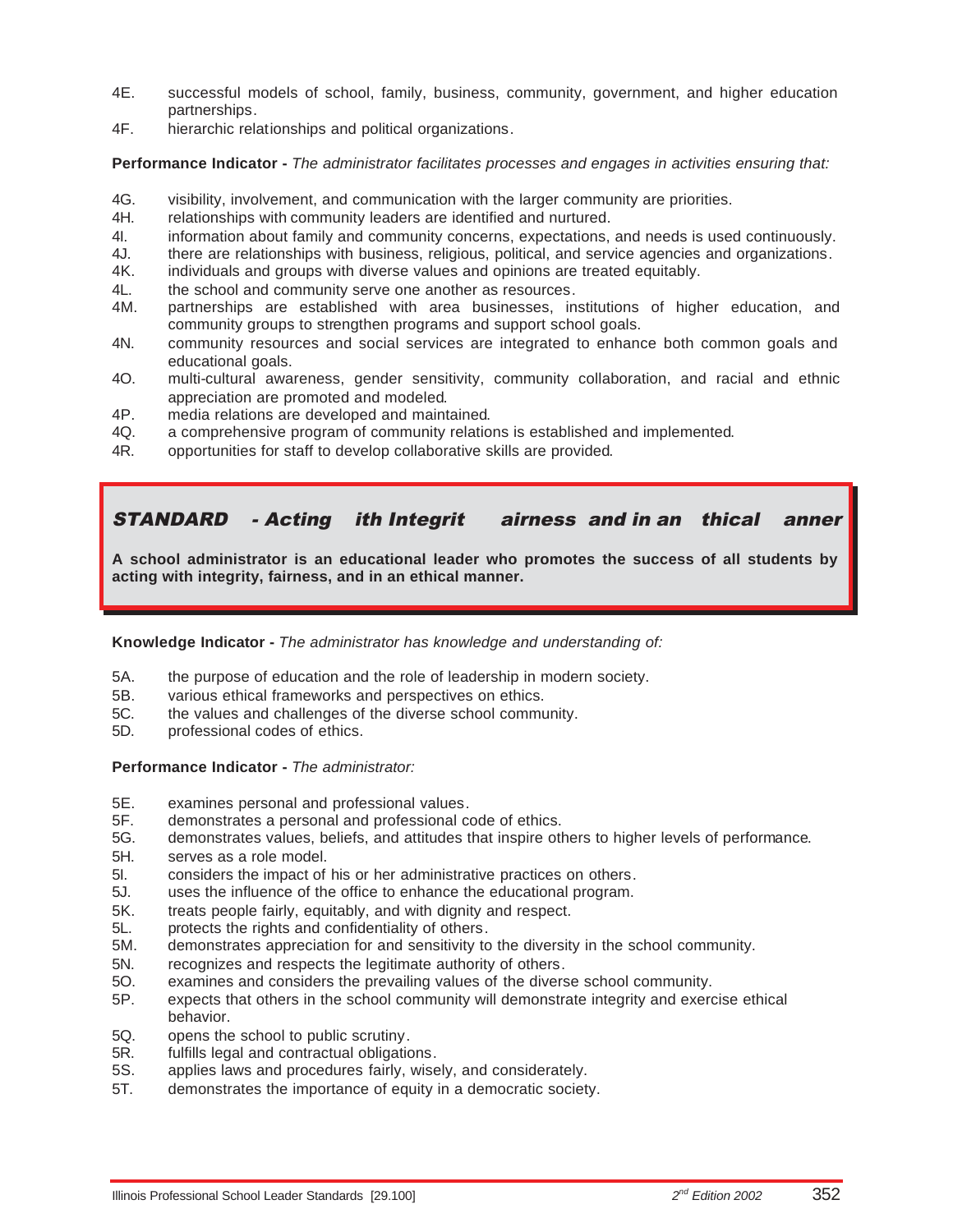4E. successful models of school, family, business, community, government, and higher education partnerships.
4F. hierarchic relationships and political organizations.

**Performance Indicator -** *The administrator facilitates processes and engages in activities ensuring that:*

4G. visibility, involvement, and communication with the larger community are priorities.
4H. relationships with community leaders are identified and nurtured.
4I. information about family and community concerns, expectations, and needs is used continuously.
4J. there are relationships with business, religious, political, and service agencies and organizations.
4K. individuals and groups with diverse values and opinions are treated equitably.
4L. the school and community serve one another as resources.
4M. partnerships are established with area businesses, institutions of higher education, and community groups to strengthen programs and support school goals.
4N. community resources and social services are integrated to enhance both common goals and educational goals.
4O. multi-cultural awareness, gender sensitivity, community collaboration, and racial and ethnic appreciation are promoted and modeled.
4P. media relations are developed and maintained.
4Q. a comprehensive program of community relations is established and implemented.
4R. opportunities for staff to develop collaborative skills are provided.

## *STANDARD - Acting ith Integrit airness and in an thical anner*

**A school administrator is an educational leader who promotes the success of all students by acting with integrity, fairness, and in an ethical manner.**

**Knowledge Indicator -** *The administrator has knowledge and understanding of:*

5A. the purpose of education and the role of leadership in modern society.
5B. various ethical frameworks and perspectives on ethics.
5C. the values and challenges of the diverse school community.
5D. professional codes of ethics.

**Performance Indicator -** *The administrator:*

5E. examines personal and professional values.
5F. demonstrates a personal and professional code of ethics.
5G. demonstrates values, beliefs, and attitudes that inspire others to higher levels of performance.
5H. serves as a role model.
5I. considers the impact of his or her administrative practices on others.
5J. uses the influence of the office to enhance the educational program.
5K. treats people fairly, equitably, and with dignity and respect.
5L. protects the rights and confidentiality of others.
5M. demonstrates appreciation for and sensitivity to the diversity in the school community.
5N. recognizes and respects the legitimate authority of others.
5O. examines and considers the prevailing values of the diverse school community.
5P. expects that others in the school community will demonstrate integrity and exercise ethical behavior.
5Q. opens the school to public scrutiny.
5R. fulfills legal and contractual obligations.
5S. applies laws and procedures fairly, wisely, and considerately.
5T. demonstrates the importance of equity in a democratic society.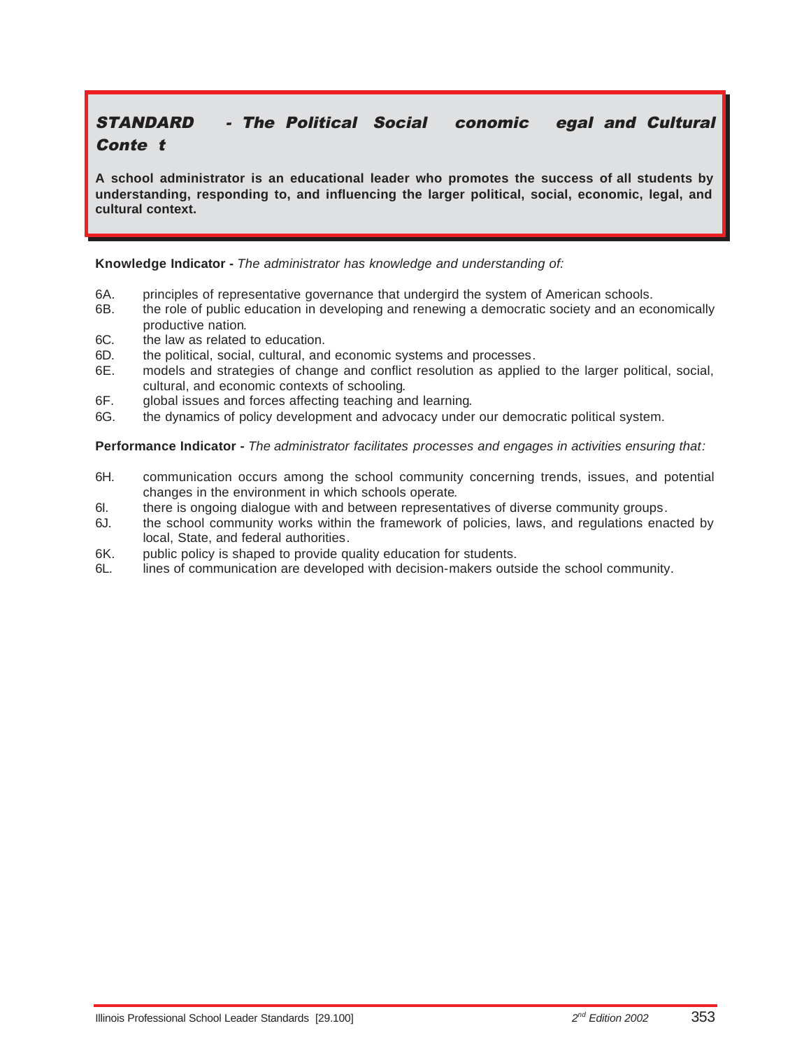## *STANDARD - The Political Social conomic egal and Cultural Conte t*

**A school administrator is an educational leader who promotes the success of all students by understanding, responding to, and influencing the larger political, social, economic, legal, and cultural context.**

**Knowledge Indicator -** *The administrator has knowledge and understanding of:*

6A. principles of representative governance that undergird the system of American schools.
6B. the role of public education in developing and renewing a democratic society and an economically productive nation.
6C. the law as related to education.
6D. the political, social, cultural, and economic systems and processes.
6E. models and strategies of change and conflict resolution as applied to the larger political, social, cultural, and economic contexts of schooling.
6F. global issues and forces affecting teaching and learning.
6G. the dynamics of policy development and advocacy under our democratic political system.

**Performance Indicator -** *The administrator facilitates processes and engages in activities ensuring that:*

6H. communication occurs among the school community concerning trends, issues, and potential changes in the environment in which schools operate.
6I. there is ongoing dialogue with and between representatives of diverse community groups.
6J. the school community works within the framework of policies, laws, and regulations enacted by local, State, and federal authorities.
6K. public policy is shaped to provide quality education for students.
6L. lines of communication are developed with decision-makers outside the school community.